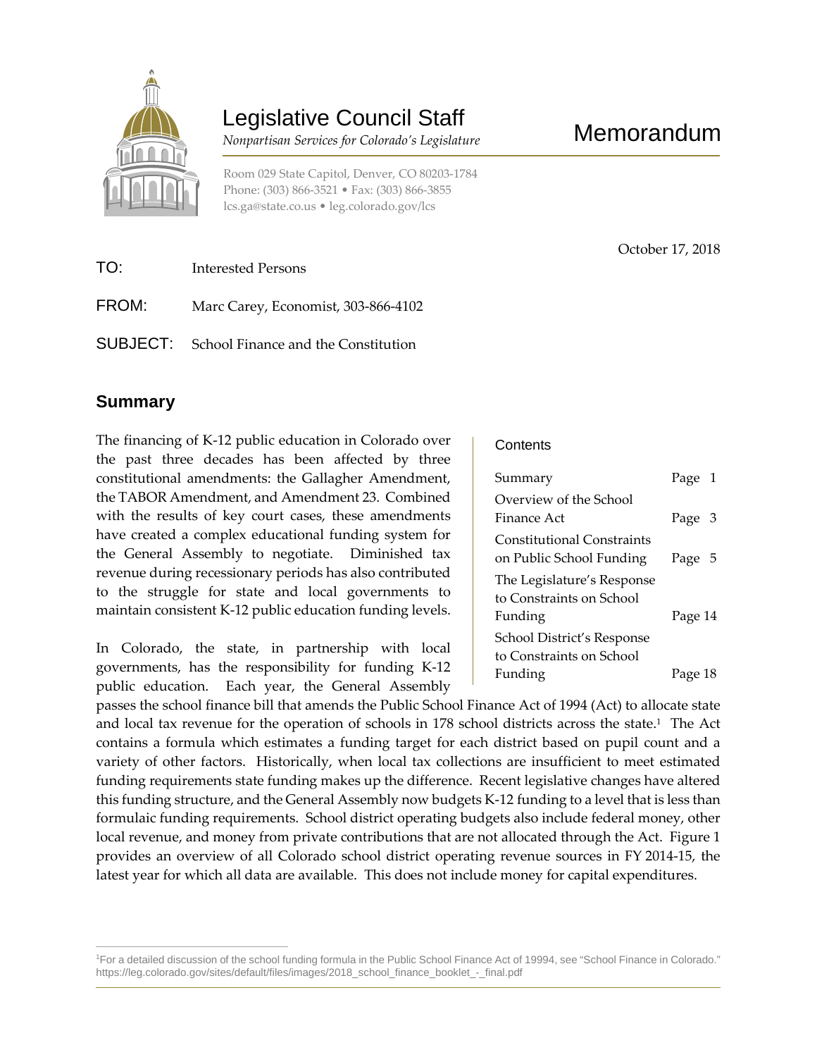# Legislative Council Staff

*Nonpartisan Services for Colorado's Legislature*

# Memorandum

Room 029 State Capitol, Denver, CO 80203-1784
Phone: (303) 866-3521 • Fax: (303) 866-3855
lcs.ga@state.co.us • leg.colorado.gov/lcs

October 17, 2018

**TO:** Interested Persons

**FROM:** Marc Carey, Economist, 303-866-4102

**SUBJECT:** School Finance and the Constitution

## Summary

The financing of K-12 public education in Colorado over the past three decades has been affected by three constitutional amendments: the Gallagher Amendment, the TABOR Amendment, and Amendment 23. Combined with the results of key court cases, these amendments have created a complex educational funding system for the General Assembly to negotiate. Diminished tax revenue during recessionary periods has also contributed to the struggle for state and local governments to maintain consistent K-12 public education funding levels.

In Colorado, the state, in partnership with local governments, has the responsibility for funding K-12 public education. Each year, the General Assembly passes the school finance bill that amends the Public School Finance Act of 1994 (Act) to allocate state and local tax revenue for the operation of schools in 178 school districts across the state.[1] The Act contains a formula which estimates a funding target for each district based on pupil count and a variety of other factors. Historically, when local tax collections are insufficient to meet estimated funding requirements state funding makes up the difference. Recent legislative changes have altered this funding structure, and the General Assembly now budgets K-12 funding to a level that is less than formulaic funding requirements. School district operating budgets also include federal money, other local revenue, and money from private contributions that are not allocated through the Act. Figure 1 provides an overview of all Colorado school district operating revenue sources in FY 2014-15, the latest year for which all data are available. This does not include money for capital expenditures.

**Contents**

| | |
|---|---|
| Summary | Page 1 |
| Overview of the School Finance Act | Page 3 |
| Constitutional Constraints on Public School Funding | Page 5 |
| The Legislature's Response to Constraints on School Funding | Page 14 |
| School District's Response to Constraints on School Funding | Page 18 |

---

[1] For a detailed discussion of the school funding formula in the Public School Finance Act of 19994, see "School Finance in Colorado." https://leg.colorado.gov/sites/default/files/images/2018_school_finance_booklet_-_final.pdf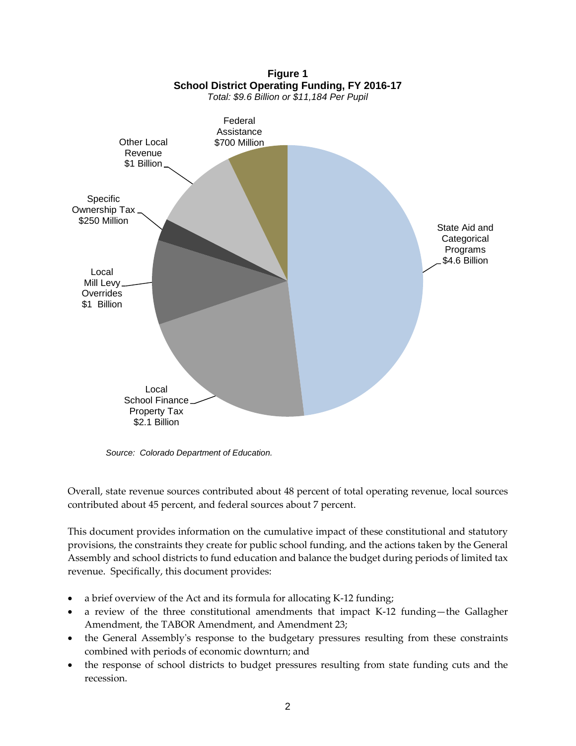**Figure 1**
**School District Operating Funding, FY 2016-17**
*Total: $9.6 Billion or $11,184 Per Pupil*

State Aid and Categorical Programs $4.6 Billion

Local School Finance Property Tax $2.1 Billion

Local Mill Levy Overrides $1 Billion

Specific Ownership Tax $250 Million

Other Local Revenue $1 Billion

Federal Assistance $700 Million

*Source: Colorado Department of Education.*

Overall, state revenue sources contributed about 48 percent of total operating revenue, local sources contributed about 45 percent, and federal sources about 7 percent.

This document provides information on the cumulative impact of these constitutional and statutory provisions, the constraints they create for public school funding, and the actions taken by the General Assembly and school districts to fund education and balance the budget during periods of limited tax revenue. Specifically, this document provides:

- a brief overview of the Act and its formula for allocating K-12 funding;
- a review of the three constitutional amendments that impact K-12 funding—the Gallagher Amendment, the TABOR Amendment, and Amendment 23;
- the General Assembly's response to the budgetary pressures resulting from these constraints combined with periods of economic downturn; and
- the response of school districts to budget pressures resulting from state funding cuts and the recession.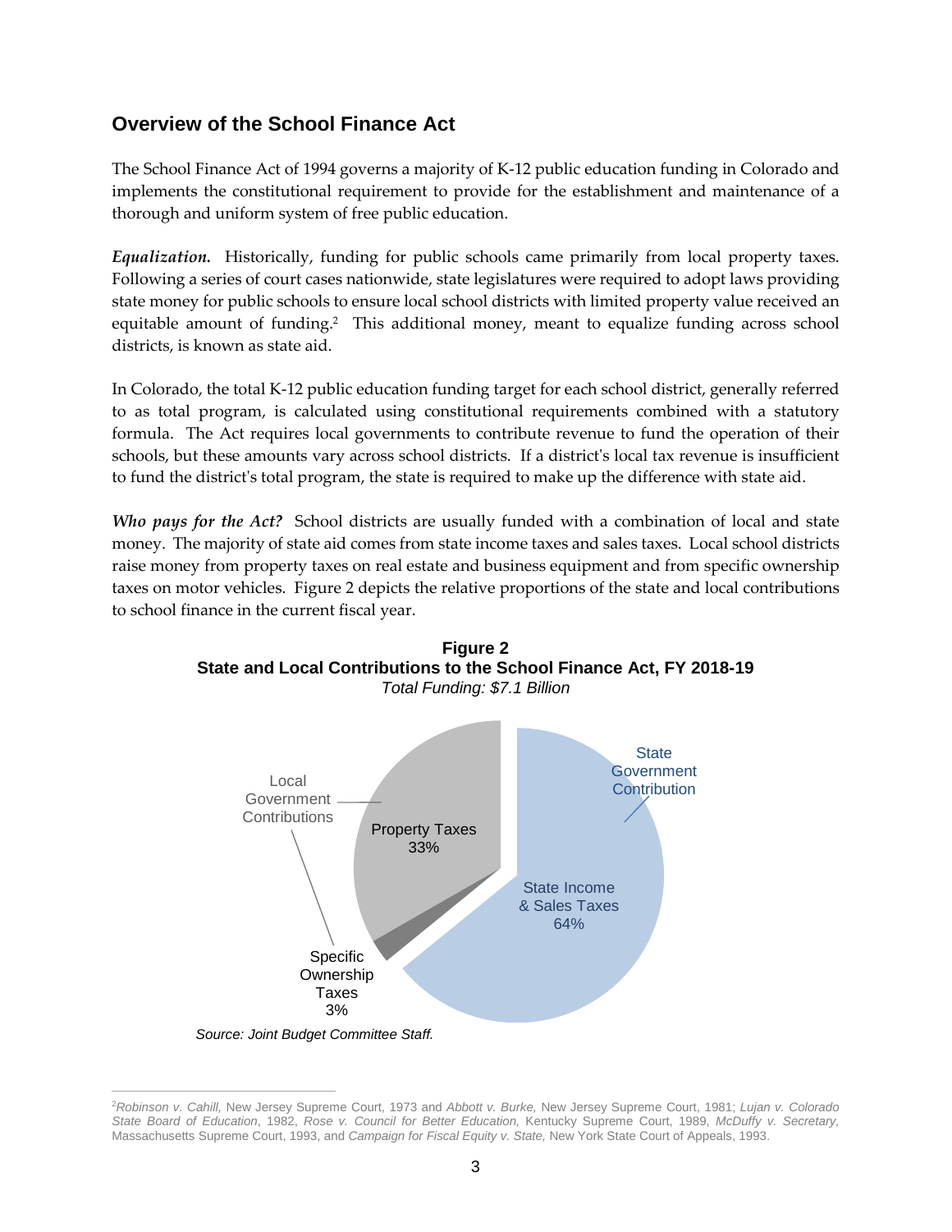## Overview of the School Finance Act

The School Finance Act of 1994 governs a majority of K-12 public education funding in Colorado and implements the constitutional requirement to provide for the establishment and maintenance of a thorough and uniform system of free public education.

***Equalization.*** Historically, funding for public schools came primarily from local property taxes. Following a series of court cases nationwide, state legislatures were required to adopt laws providing state money for public schools to ensure local school districts with limited property value received an equitable amount of funding.[2] This additional money, meant to equalize funding across school districts, is known as state aid.

In Colorado, the total K-12 public education funding target for each school district, generally referred to as total program, is calculated using constitutional requirements combined with a statutory formula. The Act requires local governments to contribute revenue to fund the operation of their schools, but these amounts vary across school districts. If a district's local tax revenue is insufficient to fund the district's total program, the state is required to make up the difference with state aid.

***Who pays for the Act?*** School districts are usually funded with a combination of local and state money. The majority of state aid comes from state income taxes and sales taxes. Local school districts raise money from property taxes on real estate and business equipment and from specific ownership taxes on motor vehicles. Figure 2 depicts the relative proportions of the state and local contributions to school finance in the current fiscal year.

**Figure 2**
**State and Local Contributions to the School Finance Act, FY 2018-19**
*Total Funding: $7.1 Billion*

| Source | Category | Share |
|---|---|---|
| State Income & Sales Taxes | State Government Contribution | 64% |
| Property Taxes | Local Government Contributions | 33% |
| Specific Ownership Taxes | Local Government Contributions | 3% |

*Source: Joint Budget Committee Staff.*

---

[2] *Robinson v. Cahill,* New Jersey Supreme Court, 1973 and *Abbott v. Burke,* New Jersey Supreme Court, 1981; *Lujan v. Colorado State Board of Education*, 1982, *Rose v. Council for Better Education,* Kentucky Supreme Court, 1989, *McDuffy v. Secretary,* Massachusetts Supreme Court, 1993, and *Campaign for Fiscal Equity v. State,* New York State Court of Appeals, 1993.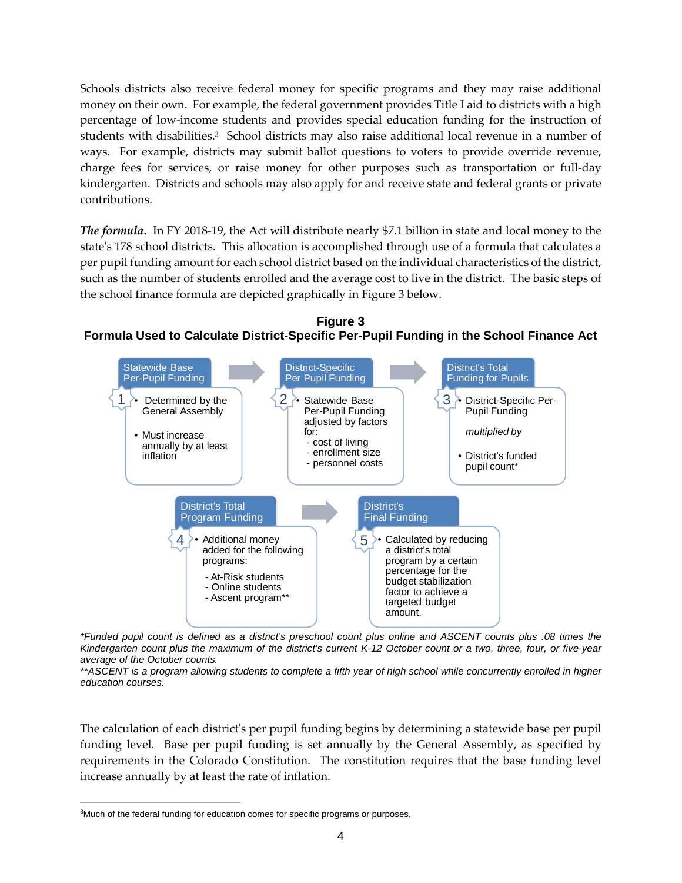Schools districts also receive federal money for specific programs and they may raise additional money on their own. For example, the federal government provides Title I aid to districts with a high percentage of low-income students and provides special education funding for the instruction of students with disabilities.[3] School districts may also raise additional local revenue in a number of ways. For example, districts may submit ballot questions to voters to provide override revenue, charge fees for services, or raise money for other purposes such as transportation or full-day kindergarten. Districts and schools may also apply for and receive state and federal grants or private contributions.

***The formula.*** In FY 2018-19, the Act will distribute nearly $7.1 billion in state and local money to the state's 178 school districts. This allocation is accomplished through use of a formula that calculates a per pupil funding amount for each school district based on the individual characteristics of the district, such as the number of students enrolled and the average cost to live in the district. The basic steps of the school finance formula are depicted graphically in Figure 3 below.

**Figure 3**
**Formula Used to Calculate District-Specific Per-Pupil Funding in the School Finance Act**

**1. Statewide Base Per-Pupil Funding**
- Determined by the General Assembly
- Must increase annually by at least inflation

**2. District-Specific Per Pupil Funding**
- Statewide Base Per-Pupil Funding adjusted by factors for:
  - cost of living
  - enrollment size
  - personnel costs

**3. District's Total Funding for Pupils**
- District-Specific Per-Pupil Funding

*multiplied by*

- District's funded pupil count*

**4. District's Total Program Funding**
- Additional money added for the following programs:
  - At-Risk students
  - Online students
  - Ascent program**

**5. District's Final Funding**
- Calculated by reducing a district's total program by a certain percentage for the budget stabilization factor to achieve a targeted budget amount.

*\*Funded pupil count is defined as a district's preschool count plus online and ASCENT counts plus .08 times the Kindergarten count plus the maximum of the district's current K-12 October count or a two, three, four, or five-year average of the October counts.*
*\*\*ASCENT is a program allowing students to complete a fifth year of high school while concurrently enrolled in higher education courses.*

The calculation of each district's per pupil funding begins by determining a statewide base per pupil funding level. Base per pupil funding is set annually by the General Assembly, as specified by requirements in the Colorado Constitution. The constitution requires that the base funding level increase annually by at least the rate of inflation.

[3] Much of the federal funding for education comes for specific programs or purposes.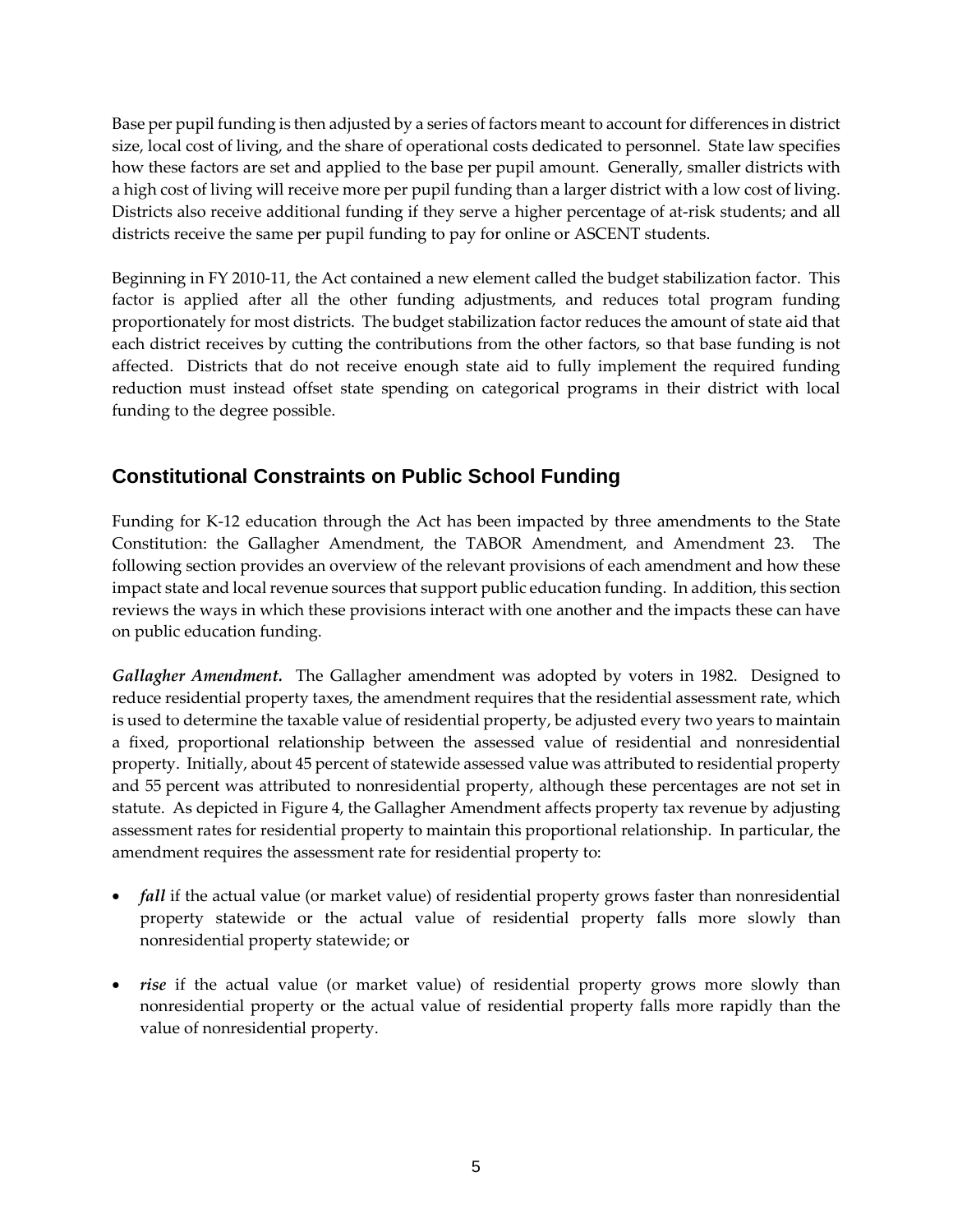Base per pupil funding is then adjusted by a series of factors meant to account for differences in district size, local cost of living, and the share of operational costs dedicated to personnel. State law specifies how these factors are set and applied to the base per pupil amount. Generally, smaller districts with a high cost of living will receive more per pupil funding than a larger district with a low cost of living. Districts also receive additional funding if they serve a higher percentage of at-risk students; and all districts receive the same per pupil funding to pay for online or ASCENT students.

Beginning in FY 2010-11, the Act contained a new element called the budget stabilization factor. This factor is applied after all the other funding adjustments, and reduces total program funding proportionately for most districts. The budget stabilization factor reduces the amount of state aid that each district receives by cutting the contributions from the other factors, so that base funding is not affected. Districts that do not receive enough state aid to fully implement the required funding reduction must instead offset state spending on categorical programs in their district with local funding to the degree possible.

## Constitutional Constraints on Public School Funding

Funding for K-12 education through the Act has been impacted by three amendments to the State Constitution: the Gallagher Amendment, the TABOR Amendment, and Amendment 23. The following section provides an overview of the relevant provisions of each amendment and how these impact state and local revenue sources that support public education funding. In addition, this section reviews the ways in which these provisions interact with one another and the impacts these can have on public education funding.

***Gallagher Amendment.*** The Gallagher amendment was adopted by voters in 1982. Designed to reduce residential property taxes, the amendment requires that the residential assessment rate, which is used to determine the taxable value of residential property, be adjusted every two years to maintain a fixed, proportional relationship between the assessed value of residential and nonresidential property. Initially, about 45 percent of statewide assessed value was attributed to residential property and 55 percent was attributed to nonresidential property, although these percentages are not set in statute. As depicted in Figure 4, the Gallagher Amendment affects property tax revenue by adjusting assessment rates for residential property to maintain this proportional relationship. In particular, the amendment requires the assessment rate for residential property to:

- ***fall*** if the actual value (or market value) of residential property grows faster than nonresidential property statewide or the actual value of residential property falls more slowly than nonresidential property statewide; or

- ***rise*** if the actual value (or market value) of residential property grows more slowly than nonresidential property or the actual value of residential property falls more rapidly than the value of nonresidential property.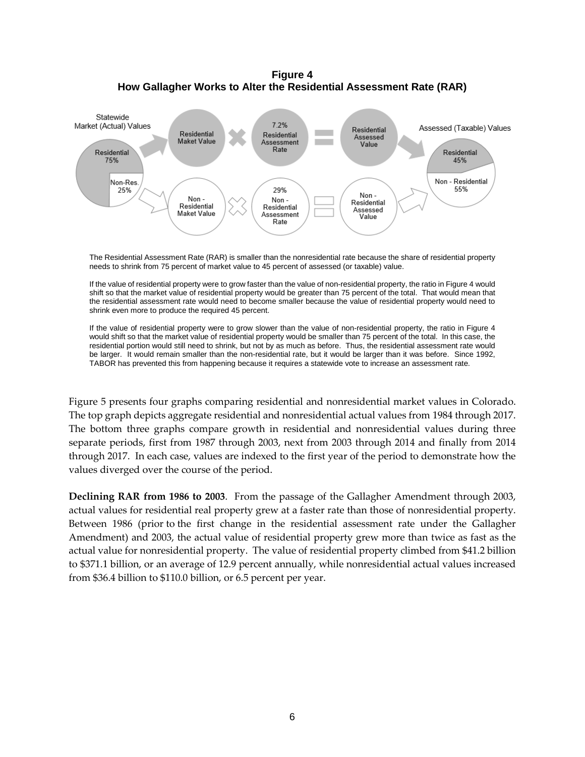**Figure 4**
**How Gallagher Works to Alter the Residential Assessment Rate (RAR)**

The Residential Assessment Rate (RAR) is smaller than the nonresidential rate because the share of residential property needs to shrink from 75 percent of market value to 45 percent of assessed (or taxable) value.

If the value of residential property were to grow faster than the value of non-residential property, the ratio in Figure 4 would shift so that the market value of residential property would be greater than 75 percent of the total. That would mean that the residential assessment rate would need to become smaller because the value of residential property would need to shrink even more to produce the required 45 percent.

If the value of residential property were to grow slower than the value of non-residential property, the ratio in Figure 4 would shift so that the market value of residential property would be smaller than 75 percent of the total. In this case, the residential portion would still need to shrink, but not by as much as before. Thus, the residential assessment rate would be larger. It would remain smaller than the non-residential rate, but it would be larger than it was before. Since 1992, TABOR has prevented this from happening because it requires a statewide vote to increase an assessment rate.

Figure 5 presents four graphs comparing residential and nonresidential market values in Colorado. The top graph depicts aggregate residential and nonresidential actual values from 1984 through 2017. The bottom three graphs compare growth in residential and nonresidential values during three separate periods, first from 1987 through 2003, next from 2003 through 2014 and finally from 2014 through 2017. In each case, values are indexed to the first year of the period to demonstrate how the values diverged over the course of the period.

**Declining RAR from 1986 to 2003**. From the passage of the Gallagher Amendment through 2003, actual values for residential real property grew at a faster rate than those of nonresidential property. Between 1986 (prior to the first change in the residential assessment rate under the Gallagher Amendment) and 2003, the actual value of residential property grew more than twice as fast as the actual value for nonresidential property. The value of residential property climbed from $41.2 billion to $371.1 billion, or an average of 12.9 percent annually, while nonresidential actual values increased from $36.4 billion to $110.0 billion, or 6.5 percent per year.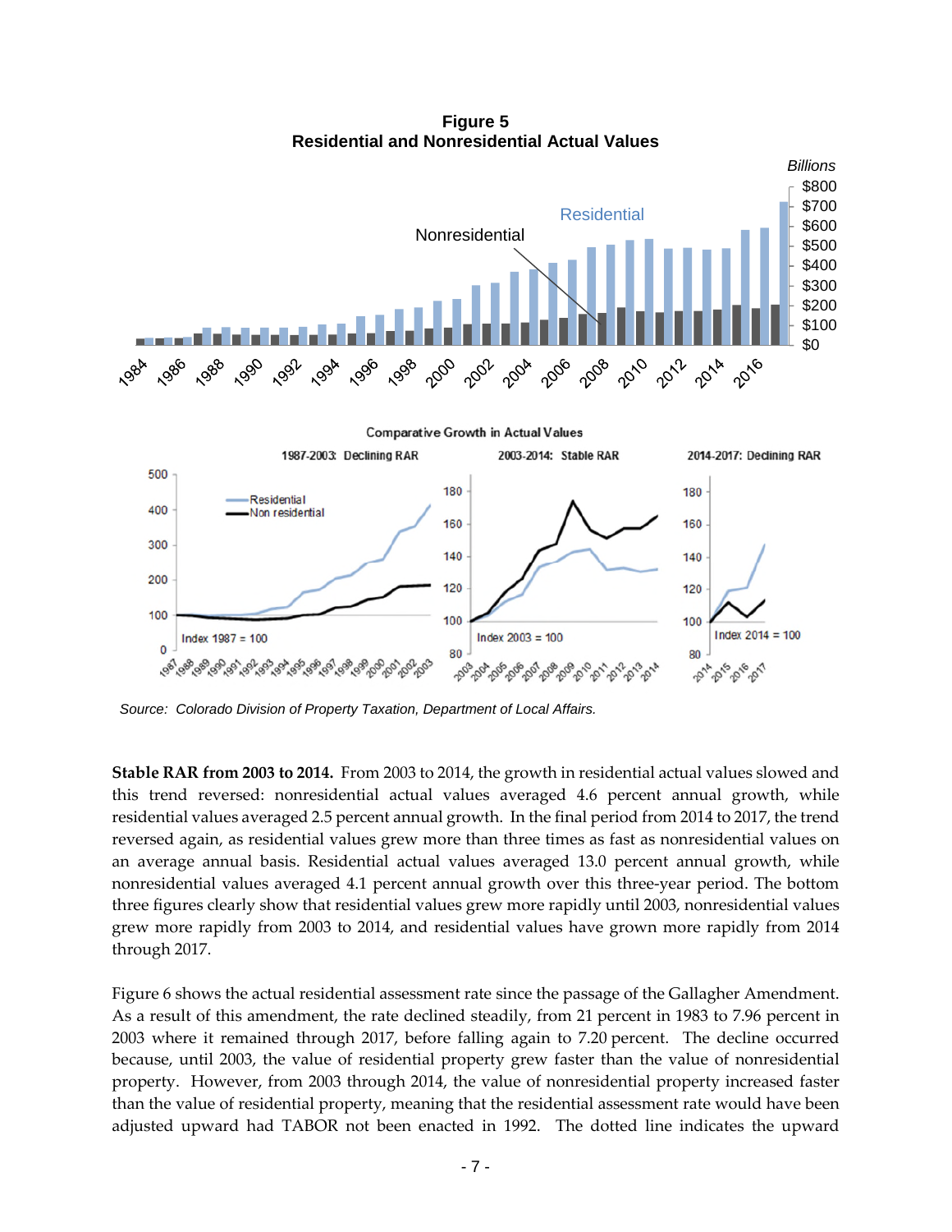**Figure 5**
**Residential and Nonresidential Actual Values**

*Source: Colorado Division of Property Taxation, Department of Local Affairs.*

**Stable RAR from 2003 to 2014.** From 2003 to 2014, the growth in residential actual values slowed and this trend reversed: nonresidential actual values averaged 4.6 percent annual growth, while residential values averaged 2.5 percent annual growth. In the final period from 2014 to 2017, the trend reversed again, as residential values grew more than three times as fast as nonresidential values on an average annual basis. Residential actual values averaged 13.0 percent annual growth, while nonresidential values averaged 4.1 percent annual growth over this three-year period. The bottom three figures clearly show that residential values grew more rapidly until 2003, nonresidential values grew more rapidly from 2003 to 2014, and residential values have grown more rapidly from 2014 through 2017.

Figure 6 shows the actual residential assessment rate since the passage of the Gallagher Amendment. As a result of this amendment, the rate declined steadily, from 21 percent in 1983 to 7.96 percent in 2003 where it remained through 2017, before falling again to 7.20 percent. The decline occurred because, until 2003, the value of residential property grew faster than the value of nonresidential property. However, from 2003 through 2014, the value of nonresidential property increased faster than the value of residential property, meaning that the residential assessment rate would have been adjusted upward had TABOR not been enacted in 1992. The dotted line indicates the upward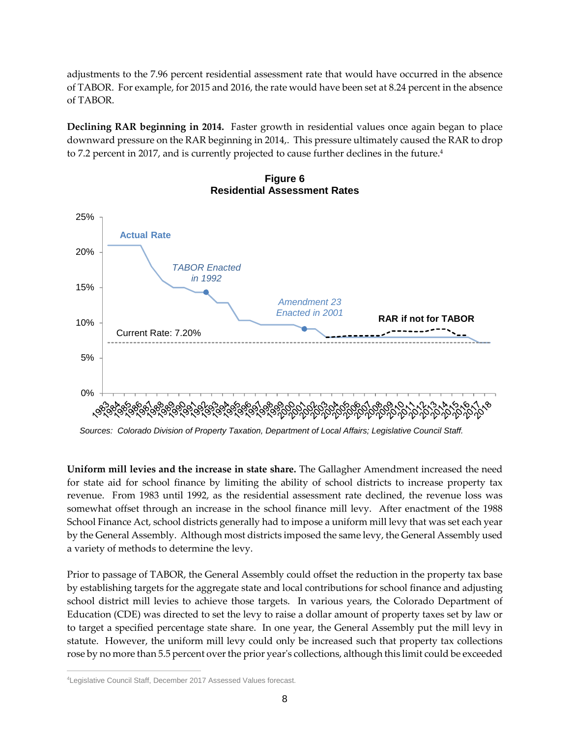adjustments to the 7.96 percent residential assessment rate that would have occurred in the absence of TABOR. For example, for 2015 and 2016, the rate would have been set at 8.24 percent in the absence of TABOR.

**Declining RAR beginning in 2014.** Faster growth in residential values once again began to place downward pressure on the RAR beginning in 2014,. This pressure ultimately caused the RAR to drop to 7.2 percent in 2017, and is currently projected to cause further declines in the future.[4]

**Figure 6**
**Residential Assessment Rates**

*Sources: Colorado Division of Property Taxation, Department of Local Affairs; Legislative Council Staff.*

**Uniform mill levies and the increase in state share.** The Gallagher Amendment increased the need for state aid for school finance by limiting the ability of school districts to increase property tax revenue. From 1983 until 1992, as the residential assessment rate declined, the revenue loss was somewhat offset through an increase in the school finance mill levy. After enactment of the 1988 School Finance Act, school districts generally had to impose a uniform mill levy that was set each year by the General Assembly. Although most districts imposed the same levy, the General Assembly used a variety of methods to determine the levy.

Prior to passage of TABOR, the General Assembly could offset the reduction in the property tax base by establishing targets for the aggregate state and local contributions for school finance and adjusting school district mill levies to achieve those targets. In various years, the Colorado Department of Education (CDE) was directed to set the levy to raise a dollar amount of property taxes set by law or to target a specified percentage state share. In one year, the General Assembly put the mill levy in statute. However, the uniform mill levy could only be increased such that property tax collections rose by no more than 5.5 percent over the prior year's collections, although this limit could be exceeded

[4]Legislative Council Staff, December 2017 Assessed Values forecast.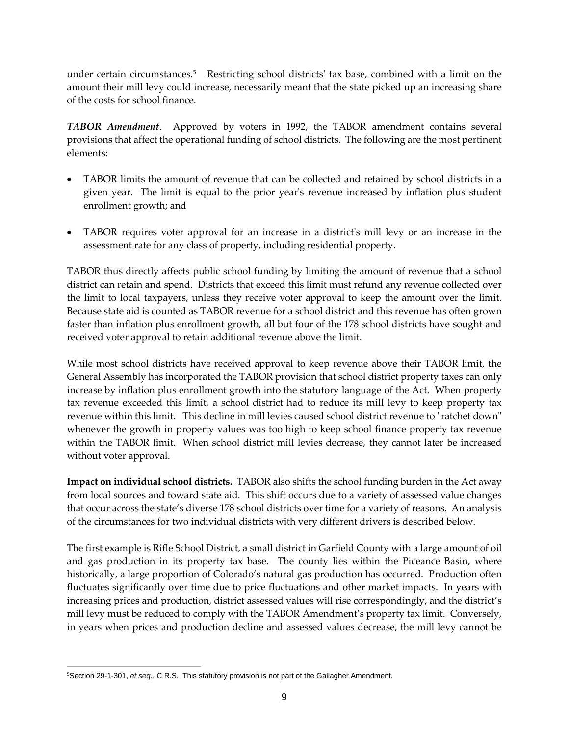under certain circumstances.[5] Restricting school districts' tax base, combined with a limit on the amount their mill levy could increase, necessarily meant that the state picked up an increasing share of the costs for school finance.

***TABOR Amendment***. Approved by voters in 1992, the TABOR amendment contains several provisions that affect the operational funding of school districts. The following are the most pertinent elements:

- TABOR limits the amount of revenue that can be collected and retained by school districts in a given year. The limit is equal to the prior year's revenue increased by inflation plus student enrollment growth; and

- TABOR requires voter approval for an increase in a district's mill levy or an increase in the assessment rate for any class of property, including residential property.

TABOR thus directly affects public school funding by limiting the amount of revenue that a school district can retain and spend. Districts that exceed this limit must refund any revenue collected over the limit to local taxpayers, unless they receive voter approval to keep the amount over the limit. Because state aid is counted as TABOR revenue for a school district and this revenue has often grown faster than inflation plus enrollment growth, all but four of the 178 school districts have sought and received voter approval to retain additional revenue above the limit.

While most school districts have received approval to keep revenue above their TABOR limit, the General Assembly has incorporated the TABOR provision that school district property taxes can only increase by inflation plus enrollment growth into the statutory language of the Act. When property tax revenue exceeded this limit, a school district had to reduce its mill levy to keep property tax revenue within this limit. This decline in mill levies caused school district revenue to "ratchet down" whenever the growth in property values was too high to keep school finance property tax revenue within the TABOR limit. When school district mill levies decrease, they cannot later be increased without voter approval.

**Impact on individual school districts.** TABOR also shifts the school funding burden in the Act away from local sources and toward state aid. This shift occurs due to a variety of assessed value changes that occur across the state's diverse 178 school districts over time for a variety of reasons. An analysis of the circumstances for two individual districts with very different drivers is described below.

The first example is Rifle School District, a small district in Garfield County with a large amount of oil and gas production in its property tax base. The county lies within the Piceance Basin, where historically, a large proportion of Colorado's natural gas production has occurred. Production often fluctuates significantly over time due to price fluctuations and other market impacts. In years with increasing prices and production, district assessed values will rise correspondingly, and the district's mill levy must be reduced to comply with the TABOR Amendment's property tax limit. Conversely, in years when prices and production decline and assessed values decrease, the mill levy cannot be

[5] Section 29-1-301, *et seq.*, C.R.S. This statutory provision is not part of the Gallagher Amendment.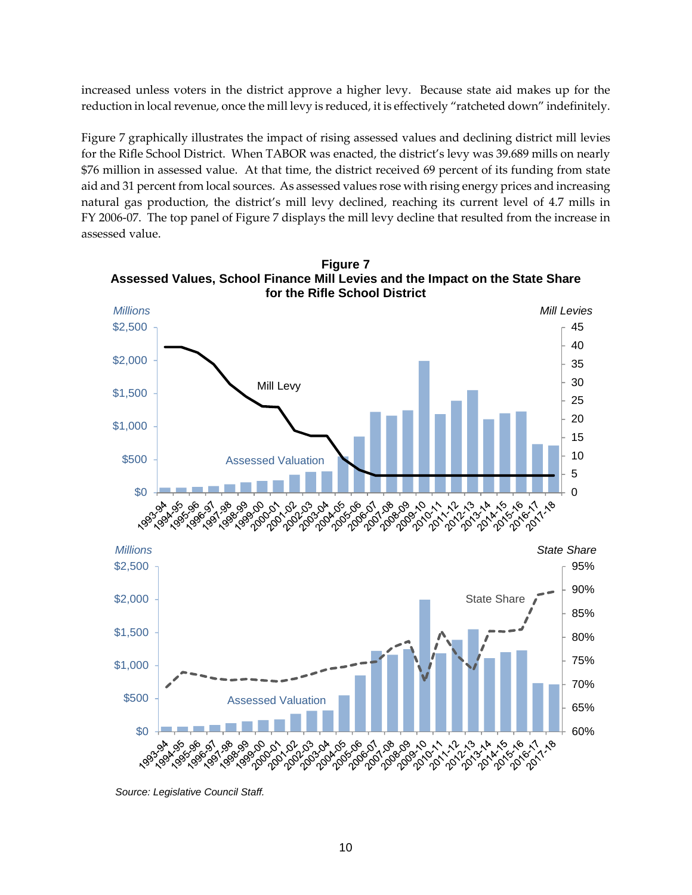increased unless voters in the district approve a higher levy. Because state aid makes up for the reduction in local revenue, once the mill levy is reduced, it is effectively "ratcheted down" indefinitely.

Figure 7 graphically illustrates the impact of rising assessed values and declining district mill levies for the Rifle School District. When TABOR was enacted, the district's levy was 39.689 mills on nearly $76 million in assessed value. At that time, the district received 69 percent of its funding from state aid and 31 percent from local sources. As assessed values rose with rising energy prices and increasing natural gas production, the district's mill levy declined, reaching its current level of 4.7 mills in FY 2006-07. The top panel of Figure 7 displays the mill levy decline that resulted from the increase in assessed value.

**Figure 7**
**Assessed Values, School Finance Mill Levies and the Impact on the State Share for the Rifle School District**

*Source: Legislative Council Staff.*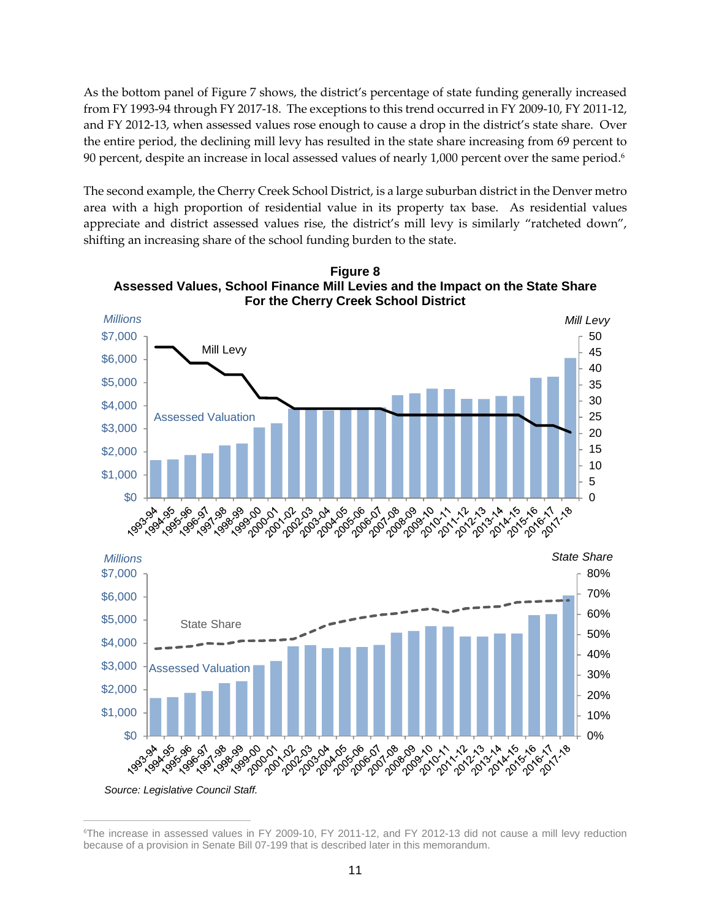As the bottom panel of Figure 7 shows, the district's percentage of state funding generally increased from FY 1993-94 through FY 2017-18. The exceptions to this trend occurred in FY 2009-10, FY 2011-12, and FY 2012-13, when assessed values rose enough to cause a drop in the district's state share. Over the entire period, the declining mill levy has resulted in the state share increasing from 69 percent to 90 percent, despite an increase in local assessed values of nearly 1,000 percent over the same period.[6]

The second example, the Cherry Creek School District, is a large suburban district in the Denver metro area with a high proportion of residential value in its property tax base. As residential values appreciate and district assessed values rise, the district's mill levy is similarly "ratcheted down", shifting an increasing share of the school funding burden to the state.

**Figure 8**
**Assessed Values, School Finance Mill Levies and the Impact on the State Share For the Cherry Creek School District**

*Source: Legislative Council Staff.*

---

[6]The increase in assessed values in FY 2009-10, FY 2011-12, and FY 2012-13 did not cause a mill levy reduction because of a provision in Senate Bill 07-199 that is described later in this memorandum.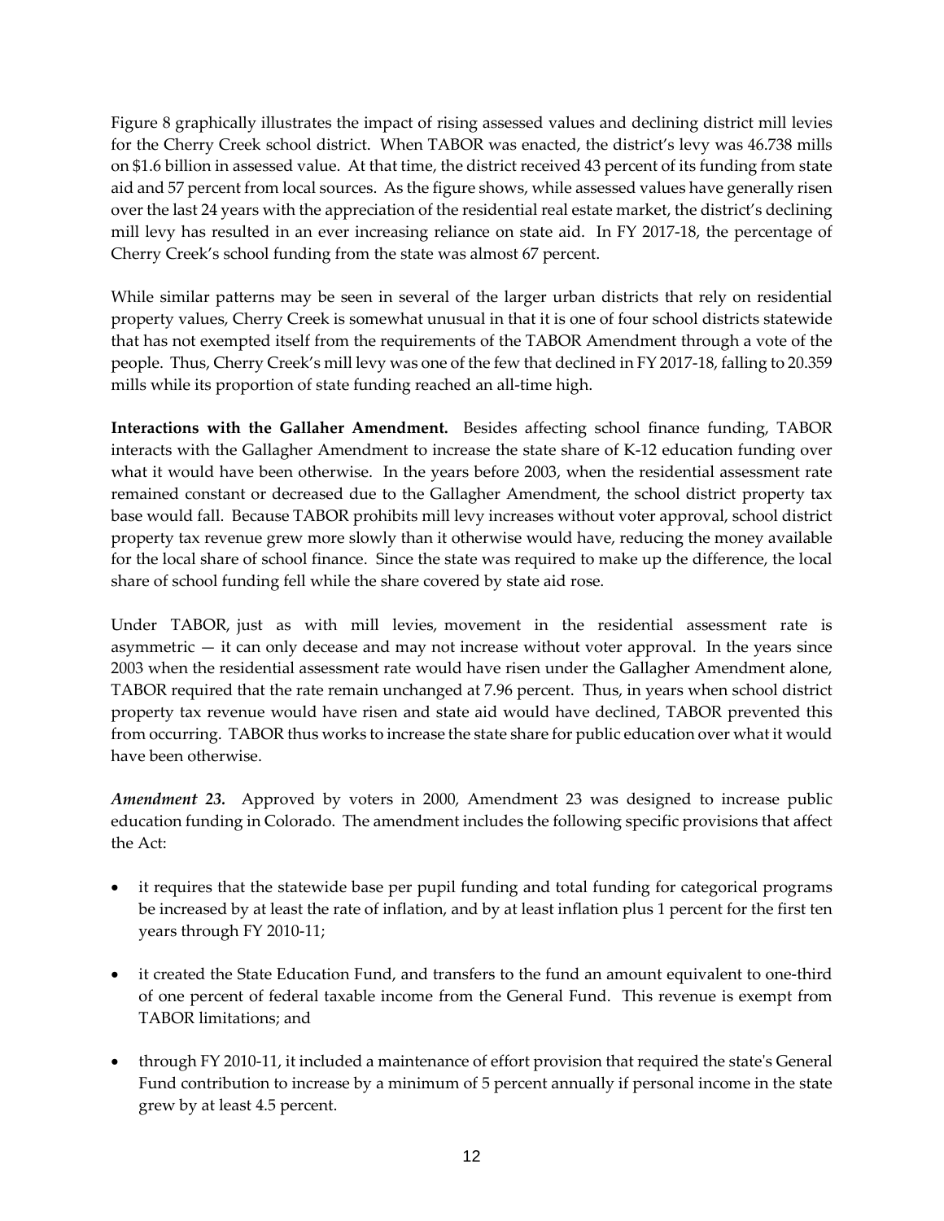Figure 8 graphically illustrates the impact of rising assessed values and declining district mill levies for the Cherry Creek school district. When TABOR was enacted, the district's levy was 46.738 mills on $1.6 billion in assessed value. At that time, the district received 43 percent of its funding from state aid and 57 percent from local sources. As the figure shows, while assessed values have generally risen over the last 24 years with the appreciation of the residential real estate market, the district's declining mill levy has resulted in an ever increasing reliance on state aid. In FY 2017-18, the percentage of Cherry Creek's school funding from the state was almost 67 percent.

While similar patterns may be seen in several of the larger urban districts that rely on residential property values, Cherry Creek is somewhat unusual in that it is one of four school districts statewide that has not exempted itself from the requirements of the TABOR Amendment through a vote of the people. Thus, Cherry Creek's mill levy was one of the few that declined in FY 2017-18, falling to 20.359 mills while its proportion of state funding reached an all-time high.

**Interactions with the Gallaher Amendment.** Besides affecting school finance funding, TABOR interacts with the Gallagher Amendment to increase the state share of K-12 education funding over what it would have been otherwise. In the years before 2003, when the residential assessment rate remained constant or decreased due to the Gallagher Amendment, the school district property tax base would fall. Because TABOR prohibits mill levy increases without voter approval, school district property tax revenue grew more slowly than it otherwise would have, reducing the money available for the local share of school finance. Since the state was required to make up the difference, the local share of school funding fell while the share covered by state aid rose.

Under TABOR, just as with mill levies, movement in the residential assessment rate is asymmetric — it can only decease and may not increase without voter approval. In the years since 2003 when the residential assessment rate would have risen under the Gallagher Amendment alone, TABOR required that the rate remain unchanged at 7.96 percent. Thus, in years when school district property tax revenue would have risen and state aid would have declined, TABOR prevented this from occurring. TABOR thus works to increase the state share for public education over what it would have been otherwise.

***Amendment 23.*** Approved by voters in 2000, Amendment 23 was designed to increase public education funding in Colorado. The amendment includes the following specific provisions that affect the Act:

- it requires that the statewide base per pupil funding and total funding for categorical programs be increased by at least the rate of inflation, and by at least inflation plus 1 percent for the first ten years through FY 2010-11;
- it created the State Education Fund, and transfers to the fund an amount equivalent to one-third of one percent of federal taxable income from the General Fund. This revenue is exempt from TABOR limitations; and
- through FY 2010-11, it included a maintenance of effort provision that required the state's General Fund contribution to increase by a minimum of 5 percent annually if personal income in the state grew by at least 4.5 percent.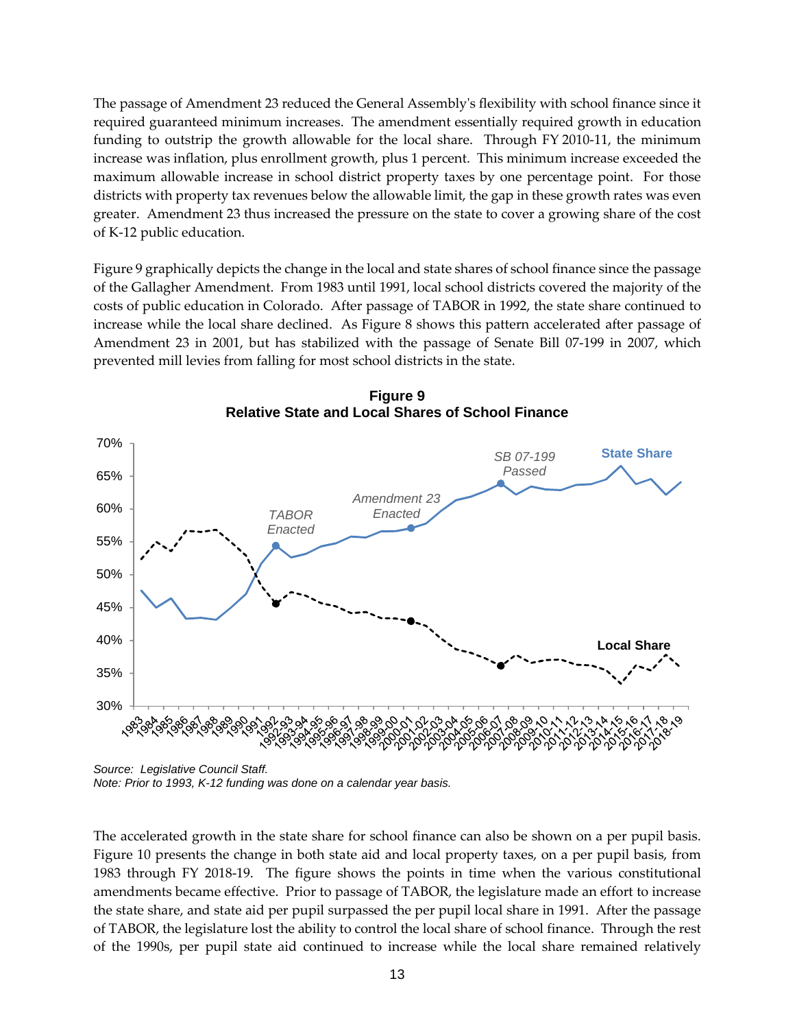The passage of Amendment 23 reduced the General Assembly's flexibility with school finance since it required guaranteed minimum increases. The amendment essentially required growth in education funding to outstrip the growth allowable for the local share. Through FY 2010-11, the minimum increase was inflation, plus enrollment growth, plus 1 percent. This minimum increase exceeded the maximum allowable increase in school district property taxes by one percentage point. For those districts with property tax revenues below the allowable limit, the gap in these growth rates was even greater. Amendment 23 thus increased the pressure on the state to cover a growing share of the cost of K-12 public education.

Figure 9 graphically depicts the change in the local and state shares of school finance since the passage of the Gallagher Amendment. From 1983 until 1991, local school districts covered the majority of the costs of public education in Colorado. After passage of TABOR in 1992, the state share continued to increase while the local share declined. As Figure 8 shows this pattern accelerated after passage of Amendment 23 in 2001, but has stabilized with the passage of Senate Bill 07-199 in 2007, which prevented mill levies from falling for most school districts in the state.

**Figure 9**
**Relative State and Local Shares of School Finance**

*Source: Legislative Council Staff.*
*Note: Prior to 1993, K-12 funding was done on a calendar year basis.*

The accelerated growth in the state share for school finance can also be shown on a per pupil basis. Figure 10 presents the change in both state aid and local property taxes, on a per pupil basis, from 1983 through FY 2018-19. The figure shows the points in time when the various constitutional amendments became effective. Prior to passage of TABOR, the legislature made an effort to increase the state share, and state aid per pupil surpassed the per pupil local share in 1991. After the passage of TABOR, the legislature lost the ability to control the local share of school finance. Through the rest of the 1990s, per pupil state aid continued to increase while the local share remained relatively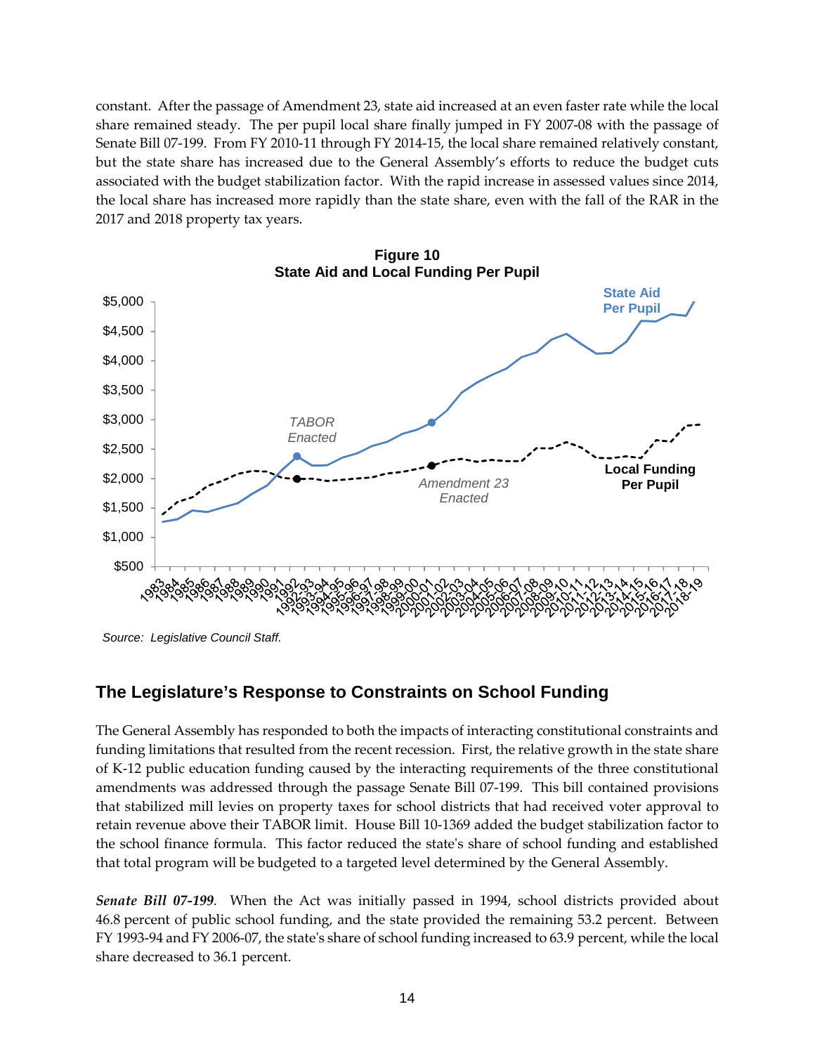constant. After the passage of Amendment 23, state aid increased at an even faster rate while the local share remained steady. The per pupil local share finally jumped in FY 2007-08 with the passage of Senate Bill 07-199. From FY 2010-11 through FY 2014-15, the local share remained relatively constant, but the state share has increased due to the General Assembly's efforts to reduce the budget cuts associated with the budget stabilization factor. With the rapid increase in assessed values since 2014, the local share has increased more rapidly than the state share, even with the fall of the RAR in the 2017 and 2018 property tax years.

**Figure 10**
**State Aid and Local Funding Per Pupil**

*Source: Legislative Council Staff.*

## The Legislature's Response to Constraints on School Funding

The General Assembly has responded to both the impacts of interacting constitutional constraints and funding limitations that resulted from the recent recession. First, the relative growth in the state share of K-12 public education funding caused by the interacting requirements of the three constitutional amendments was addressed through the passage Senate Bill 07-199. This bill contained provisions that stabilized mill levies on property taxes for school districts that had received voter approval to retain revenue above their TABOR limit. House Bill 10-1369 added the budget stabilization factor to the school finance formula. This factor reduced the state's share of school funding and established that total program will be budgeted to a targeted level determined by the General Assembly.

***Senate Bill 07-199.*** When the Act was initially passed in 1994, school districts provided about 46.8 percent of public school funding, and the state provided the remaining 53.2 percent. Between FY 1993-94 and FY 2006-07, the state's share of school funding increased to 63.9 percent, while the local share decreased to 36.1 percent.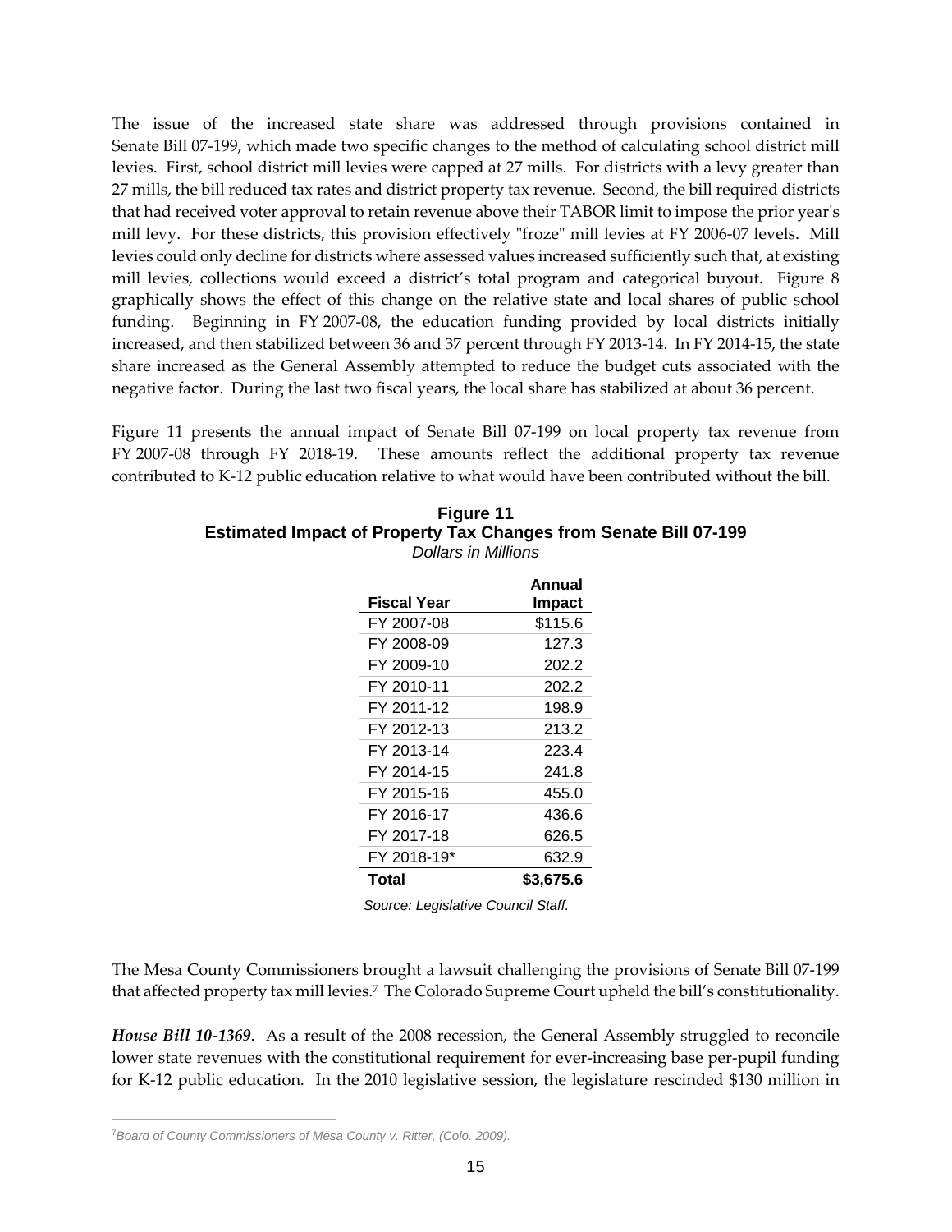The issue of the increased state share was addressed through provisions contained in Senate Bill 07-199, which made two specific changes to the method of calculating school district mill levies. First, school district mill levies were capped at 27 mills. For districts with a levy greater than 27 mills, the bill reduced tax rates and district property tax revenue. Second, the bill required districts that had received voter approval to retain revenue above their TABOR limit to impose the prior year's mill levy. For these districts, this provision effectively "froze" mill levies at FY 2006-07 levels. Mill levies could only decline for districts where assessed values increased sufficiently such that, at existing mill levies, collections would exceed a district's total program and categorical buyout. Figure 8 graphically shows the effect of this change on the relative state and local shares of public school funding. Beginning in FY 2007-08, the education funding provided by local districts initially increased, and then stabilized between 36 and 37 percent through FY 2013-14. In FY 2014-15, the state share increased as the General Assembly attempted to reduce the budget cuts associated with the negative factor. During the last two fiscal years, the local share has stabilized at about 36 percent.

Figure 11 presents the annual impact of Senate Bill 07-199 on local property tax revenue from FY 2007-08 through FY 2018-19. These amounts reflect the additional property tax revenue contributed to K-12 public education relative to what would have been contributed without the bill.

**Figure 11**
**Estimated Impact of Property Tax Changes from Senate Bill 07-199**
*Dollars in Millions*

| Fiscal Year | Annual Impact |
|---|---|
| FY 2007-08 | $115.6 |
| FY 2008-09 | 127.3 |
| FY 2009-10 | 202.2 |
| FY 2010-11 | 202.2 |
| FY 2011-12 | 198.9 |
| FY 2012-13 | 213.2 |
| FY 2013-14 | 223.4 |
| FY 2014-15 | 241.8 |
| FY 2015-16 | 455.0 |
| FY 2016-17 | 436.6 |
| FY 2017-18 | 626.5 |
| FY 2018-19* | 632.9 |
| **Total** | **$3,675.6** |

*Source: Legislative Council Staff.*

The Mesa County Commissioners brought a lawsuit challenging the provisions of Senate Bill 07-199 that affected property tax mill levies.[7] The Colorado Supreme Court upheld the bill's constitutionality.

***House Bill 10-1369***. As a result of the 2008 recession, the General Assembly struggled to reconcile lower state revenues with the constitutional requirement for ever-increasing base per-pupil funding for K-12 public education. In the 2010 legislative session, the legislature rescinded $130 million in

[7] *Board of County Commissioners of Mesa County v. Ritter, (Colo. 2009).*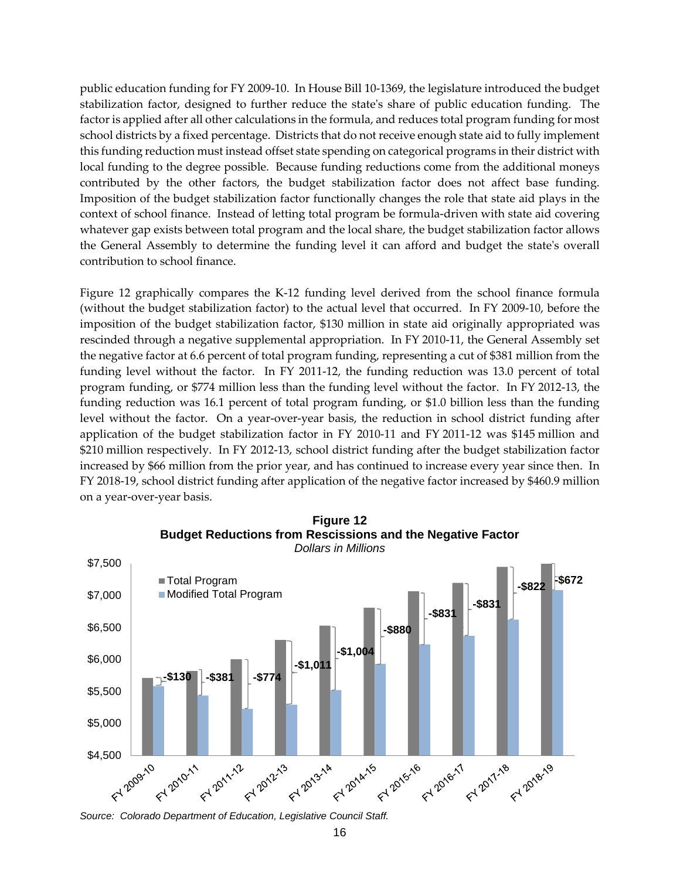public education funding for FY 2009-10. In House Bill 10-1369, the legislature introduced the budget stabilization factor, designed to further reduce the state's share of public education funding. The factor is applied after all other calculations in the formula, and reduces total program funding for most school districts by a fixed percentage. Districts that do not receive enough state aid to fully implement this funding reduction must instead offset state spending on categorical programs in their district with local funding to the degree possible. Because funding reductions come from the additional moneys contributed by the other factors, the budget stabilization factor does not affect base funding. Imposition of the budget stabilization factor functionally changes the role that state aid plays in the context of school finance. Instead of letting total program be formula-driven with state aid covering whatever gap exists between total program and the local share, the budget stabilization factor allows the General Assembly to determine the funding level it can afford and budget the state's overall contribution to school finance.

Figure 12 graphically compares the K-12 funding level derived from the school finance formula (without the budget stabilization factor) to the actual level that occurred. In FY 2009-10, before the imposition of the budget stabilization factor, $130 million in state aid originally appropriated was rescinded through a negative supplemental appropriation. In FY 2010-11, the General Assembly set the negative factor at 6.6 percent of total program funding, representing a cut of $381 million from the funding level without the factor. In FY 2011-12, the funding reduction was 13.0 percent of total program funding, or $774 million less than the funding level without the factor. In FY 2012-13, the funding reduction was 16.1 percent of total program funding, or $1.0 billion less than the funding level without the factor. On a year-over-year basis, the reduction in school district funding after application of the budget stabilization factor in FY 2010-11 and FY 2011-12 was $145 million and $210 million respectively. In FY 2012-13, school district funding after the budget stabilization factor increased by $66 million from the prior year, and has continued to increase every year since then. In FY 2018-19, school district funding after application of the negative factor increased by $460.9 million on a year-over-year basis.

**Figure 12**
**Budget Reductions from Rescissions and the Negative Factor**
*Dollars in Millions*

| Fiscal Year | Reduction (Total Program vs. Modified Total Program) |
|---|---|
| FY 2009-10 | -$130 |
| FY 2010-11 | -$381 |
| FY 2011-12 | -$774 |
| FY 2012-13 | -$1,011 |
| FY 2013-14 | -$1,004 |
| FY 2014-15 | -$880 |
| FY 2015-16 | -$831 |
| FY 2016-17 | -$831 |
| FY 2017-18 | -$822 |
| FY 2018-19 | -$672 |

*Source: Colorado Department of Education, Legislative Council Staff.*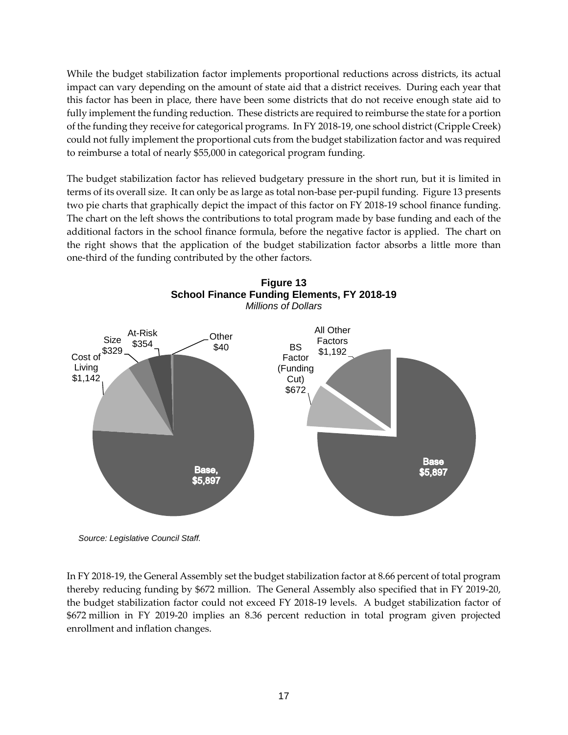While the budget stabilization factor implements proportional reductions across districts, its actual impact can vary depending on the amount of state aid that a district receives. During each year that this factor has been in place, there have been some districts that do not receive enough state aid to fully implement the funding reduction. These districts are required to reimburse the state for a portion of the funding they receive for categorical programs. In FY 2018-19, one school district (Cripple Creek) could not fully implement the proportional cuts from the budget stabilization factor and was required to reimburse a total of nearly $55,000 in categorical program funding.

The budget stabilization factor has relieved budgetary pressure in the short run, but it is limited in terms of its overall size. It can only be as large as total non-base per-pupil funding. Figure 13 presents two pie charts that graphically depict the impact of this factor on FY 2018-19 school finance funding. The chart on the left shows the contributions to total program made by base funding and each of the additional factors in the school finance formula, before the negative factor is applied. The chart on the right shows that the application of the budget stabilization factor absorbs a little more than one-third of the funding contributed by the other factors.

**Figure 13**
**School Finance Funding Elements, FY 2018-19**
*Millions of Dollars*

Left chart: Base, $5,897; Cost of Living $1,142; Size $329; At-Risk $354; Other $40

Right chart: Base $5,897; BS Factor (Funding Cut) $672; All Other Factors $1,192

*Source: Legislative Council Staff.*

In FY 2018-19, the General Assembly set the budget stabilization factor at 8.66 percent of total program thereby reducing funding by $672 million. The General Assembly also specified that in FY 2019-20, the budget stabilization factor could not exceed FY 2018-19 levels. A budget stabilization factor of $672 million in FY 2019-20 implies an 8.36 percent reduction in total program given projected enrollment and inflation changes.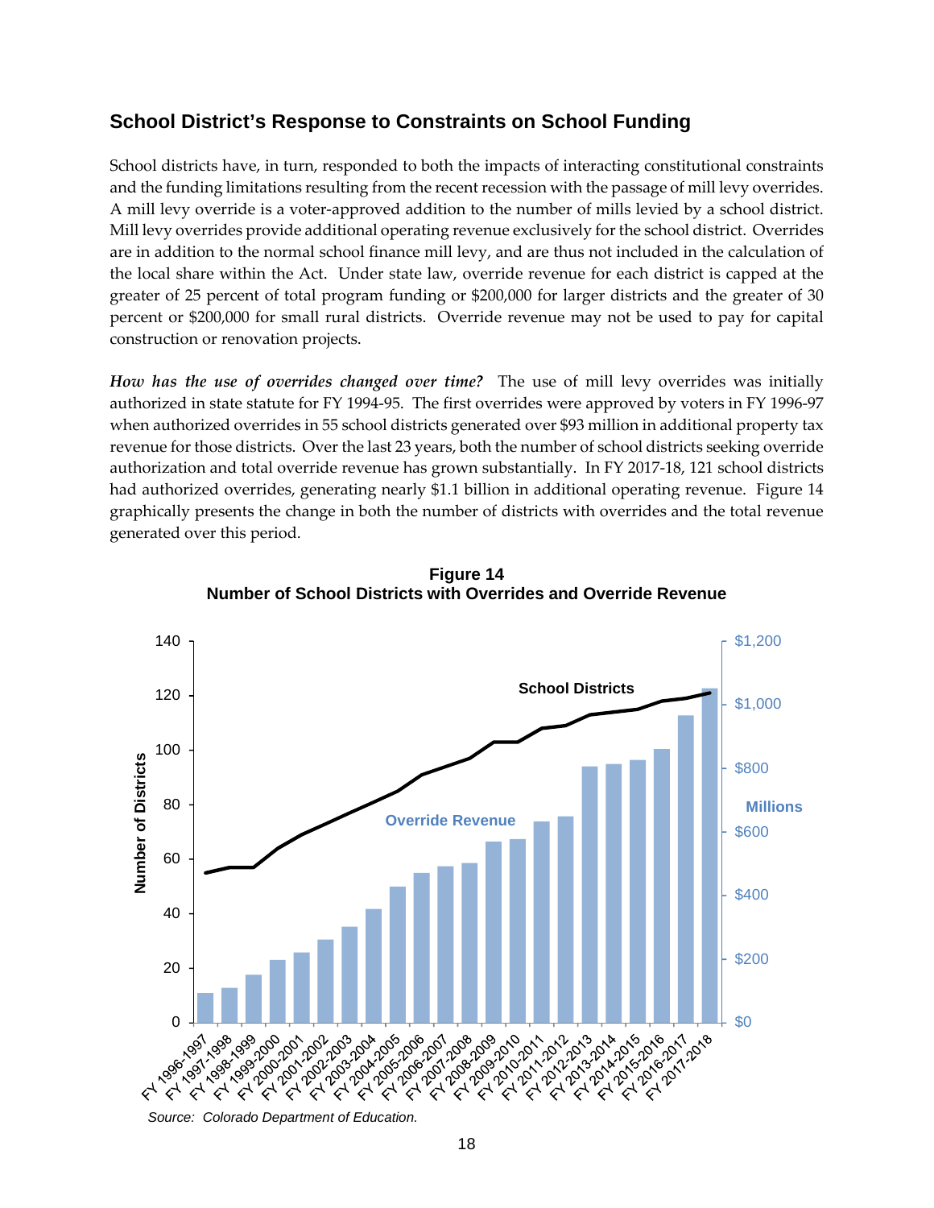## School District's Response to Constraints on School Funding

School districts have, in turn, responded to both the impacts of interacting constitutional constraints and the funding limitations resulting from the recent recession with the passage of mill levy overrides. A mill levy override is a voter-approved addition to the number of mills levied by a school district. Mill levy overrides provide additional operating revenue exclusively for the school district. Overrides are in addition to the normal school finance mill levy, and are thus not included in the calculation of the local share within the Act. Under state law, override revenue for each district is capped at the greater of 25 percent of total program funding or $200,000 for larger districts and the greater of 30 percent or $200,000 for small rural districts. Override revenue may not be used to pay for capital construction or renovation projects.

***How has the use of overrides changed over time?*** The use of mill levy overrides was initially authorized in state statute for FY 1994-95. The first overrides were approved by voters in FY 1996-97 when authorized overrides in 55 school districts generated over $93 million in additional property tax revenue for those districts. Over the last 23 years, both the number of school districts seeking override authorization and total override revenue has grown substantially. In FY 2017-18, 121 school districts had authorized overrides, generating nearly $1.1 billion in additional operating revenue. Figure 14 graphically presents the change in both the number of districts with overrides and the total revenue generated over this period.

**Figure 14**
**Number of School Districts with Overrides and Override Revenue**

*Source: Colorado Department of Education.*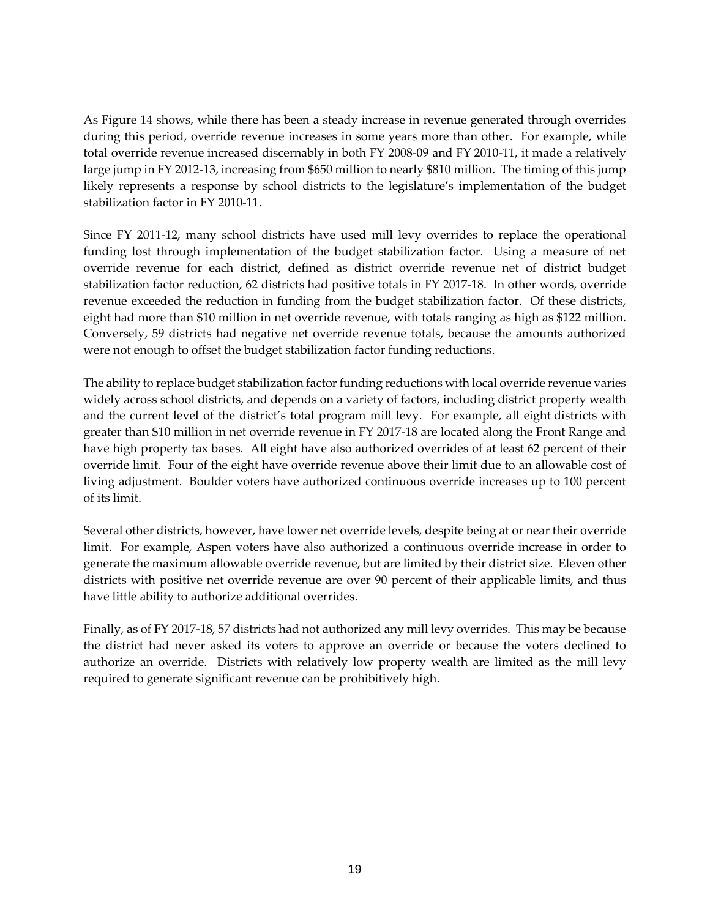As Figure 14 shows, while there has been a steady increase in revenue generated through overrides during this period, override revenue increases in some years more than other. For example, while total override revenue increased discernably in both FY 2008-09 and FY 2010-11, it made a relatively large jump in FY 2012-13, increasing from $650 million to nearly $810 million. The timing of this jump likely represents a response by school districts to the legislature's implementation of the budget stabilization factor in FY 2010-11.

Since FY 2011-12, many school districts have used mill levy overrides to replace the operational funding lost through implementation of the budget stabilization factor. Using a measure of net override revenue for each district, defined as district override revenue net of district budget stabilization factor reduction, 62 districts had positive totals in FY 2017-18. In other words, override revenue exceeded the reduction in funding from the budget stabilization factor. Of these districts, eight had more than $10 million in net override revenue, with totals ranging as high as $122 million. Conversely, 59 districts had negative net override revenue totals, because the amounts authorized were not enough to offset the budget stabilization factor funding reductions.

The ability to replace budget stabilization factor funding reductions with local override revenue varies widely across school districts, and depends on a variety of factors, including district property wealth and the current level of the district's total program mill levy. For example, all eight districts with greater than $10 million in net override revenue in FY 2017-18 are located along the Front Range and have high property tax bases. All eight have also authorized overrides of at least 62 percent of their override limit. Four of the eight have override revenue above their limit due to an allowable cost of living adjustment. Boulder voters have authorized continuous override increases up to 100 percent of its limit.

Several other districts, however, have lower net override levels, despite being at or near their override limit. For example, Aspen voters have also authorized a continuous override increase in order to generate the maximum allowable override revenue, but are limited by their district size. Eleven other districts with positive net override revenue are over 90 percent of their applicable limits, and thus have little ability to authorize additional overrides.

Finally, as of FY 2017-18, 57 districts had not authorized any mill levy overrides. This may be because the district had never asked its voters to approve an override or because the voters declined to authorize an override. Districts with relatively low property wealth are limited as the mill levy required to generate significant revenue can be prohibitively high.